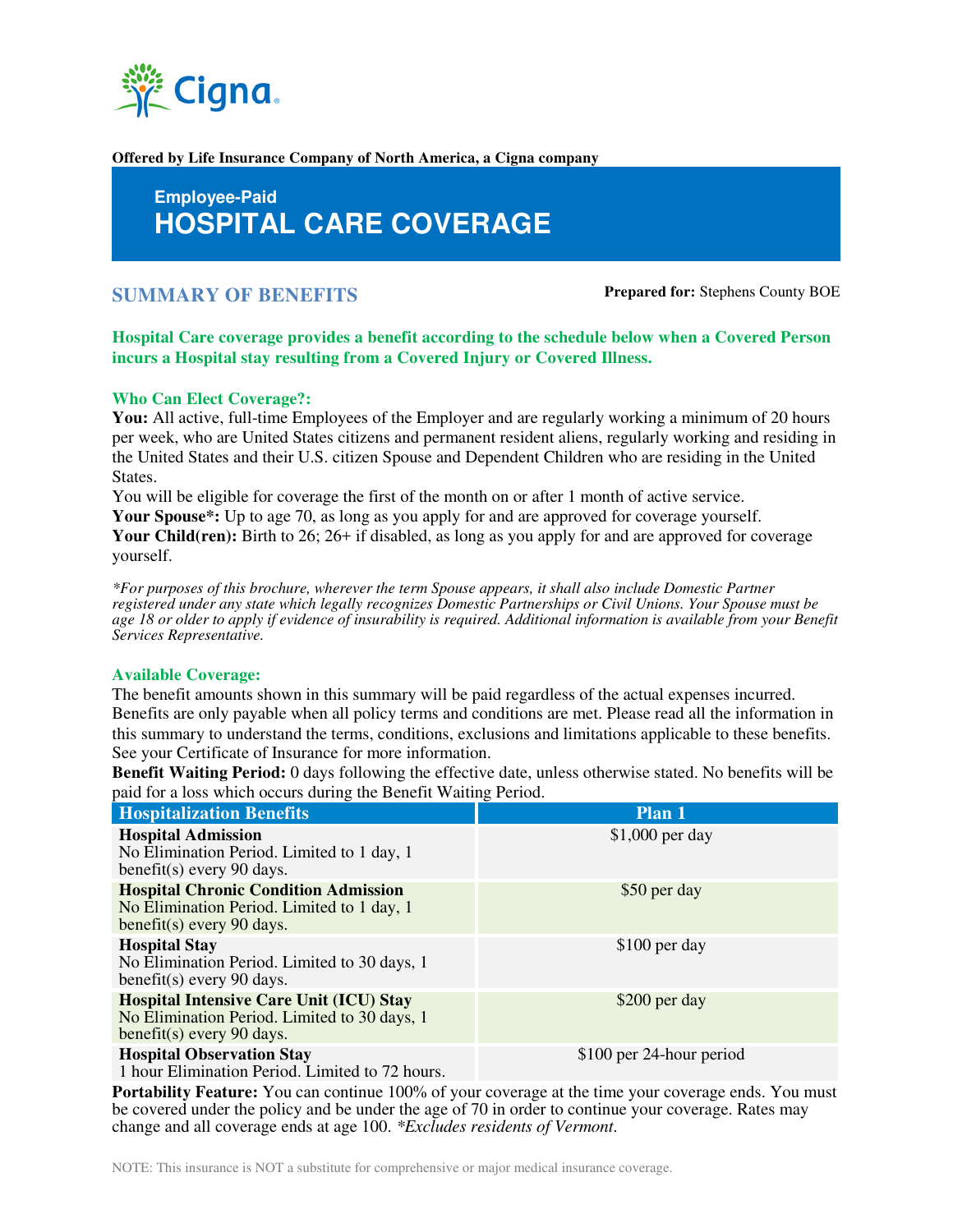Offered by Life Insurance Company of North America, a Cigna company**

# Employee-Paid
# HOSPITAL CARE COVERAGE

## SUMMARY OF BENEFITS

**Prepared for:** Stephens County BOE

**Hospital Care coverage provides a benefit according to the schedule below when a Covered Person incurs a Hospital stay resulting from a Covered Injury or Covered Illness.**

### Who Can Elect Coverage?:

**You:** All active, full-time Employees of the Employer and are regularly working a minimum of 20 hours per week, who are United States citizens and permanent resident aliens, regularly working and residing in the United States and their U.S. citizen Spouse and Dependent Children who are residing in the United States.

You will be eligible for coverage the first of the month on or after 1 month of active service.

**Your Spouse*:** Up to age 70, as long as you apply for and are approved for coverage yourself.

**Your Child(ren):** Birth to 26; 26+ if disabled, as long as you apply for and are approved for coverage yourself.

*\*For purposes of this brochure, wherever the term Spouse appears, it shall also include Domestic Partner registered under any state which legally recognizes Domestic Partnerships or Civil Unions. Your Spouse must be age 18 or older to apply if evidence of insurability is required. Additional information is available from your Benefit Services Representative.*

### Available Coverage:

The benefit amounts shown in this summary will be paid regardless of the actual expenses incurred. Benefits are only payable when all policy terms and conditions are met. Please read all the information in this summary to understand the terms, conditions, exclusions and limitations applicable to these benefits. See your Certificate of Insurance for more information.

**Benefit Waiting Period:** 0 days following the effective date, unless otherwise stated. No benefits will be paid for a loss which occurs during the Benefit Waiting Period.

| Hospitalization Benefits | Plan 1 |
|---|---|
| **Hospital Admission** No Elimination Period. Limited to 1 day, 1 benefit(s) every 90 days. | $1,000 per day |
| **Hospital Chronic Condition Admission** No Elimination Period. Limited to 1 day, 1 benefit(s) every 90 days. | $50 per day |
| **Hospital Stay** No Elimination Period. Limited to 30 days, 1 benefit(s) every 90 days. | $100 per day |
| **Hospital Intensive Care Unit (ICU) Stay** No Elimination Period. Limited to 30 days, 1 benefit(s) every 90 days. | $200 per day |
| **Hospital Observation Stay** 1 hour Elimination Period. Limited to 72 hours. | $100 per 24-hour period |

**Portability Feature:** You can continue 100% of your coverage at the time your coverage ends. You must be covered under the policy and be under the age of 70 in order to continue your coverage. Rates may change and all coverage ends at age 100. *\*Excludes residents of Vermont.*

NOTE: This insurance is NOT a substitute for comprehensive or major medical insurance coverage.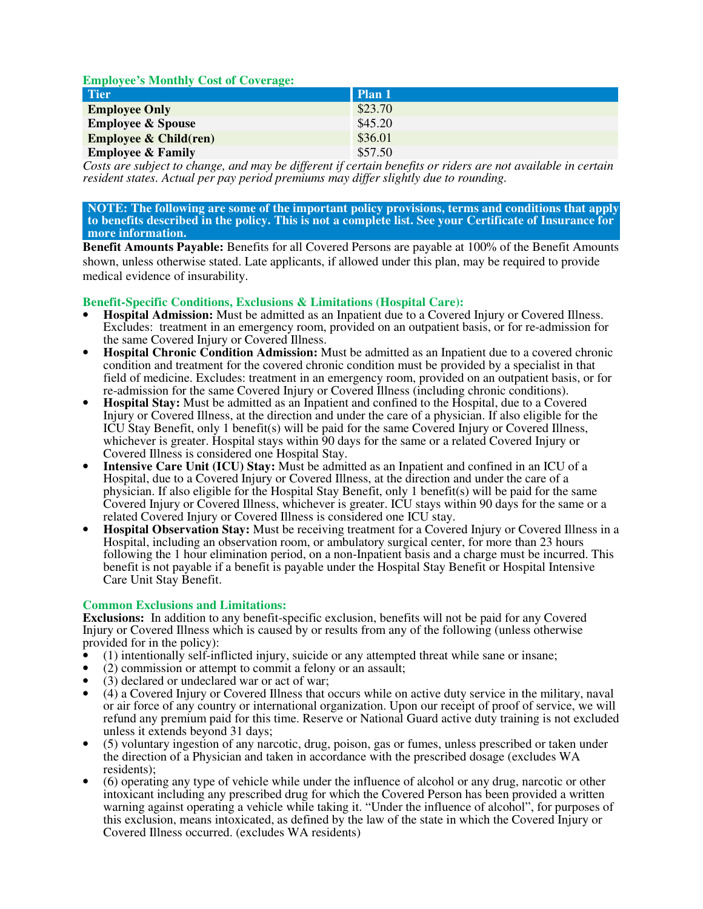### Employee's Monthly Cost of Coverage:

| Tier | Plan 1 |
|---|---|
| **Employee Only** | $23.70 |
| **Employee & Spouse** | $45.20 |
| **Employee & Child(ren)** | $36.01 |
| **Employee & Family** | $57.50 |

*Costs are subject to change, and may be different if certain benefits or riders are not available in certain resident states. Actual per pay period premiums may differ slightly due to rounding.*

**NOTE: The following are some of the important policy provisions, terms and conditions that apply to benefits described in the policy. This is not a complete list. See your Certificate of Insurance for more information.**

**Benefit Amounts Payable:** Benefits for all Covered Persons are payable at 100% of the Benefit Amounts shown, unless otherwise stated. Late applicants, if allowed under this plan, may be required to provide medical evidence of insurability.

### Benefit-Specific Conditions, Exclusions & Limitations (Hospital Care):

- **Hospital Admission:** Must be admitted as an Inpatient due to a Covered Injury or Covered Illness. Excludes: treatment in an emergency room, provided on an outpatient basis, or for re-admission for the same Covered Injury or Covered Illness.
- **Hospital Chronic Condition Admission:** Must be admitted as an Inpatient due to a covered chronic condition and treatment for the covered chronic condition must be provided by a specialist in that field of medicine. Excludes: treatment in an emergency room, provided on an outpatient basis, or for re-admission for the same Covered Injury or Covered Illness (including chronic conditions).
- **Hospital Stay:** Must be admitted as an Inpatient and confined to the Hospital, due to a Covered Injury or Covered Illness, at the direction and under the care of a physician. If also eligible for the ICU Stay Benefit, only 1 benefit(s) will be paid for the same Covered Injury or Covered Illness, whichever is greater. Hospital stays within 90 days for the same or a related Covered Injury or Covered Illness is considered one Hospital Stay.
- **Intensive Care Unit (ICU) Stay:** Must be admitted as an Inpatient and confined in an ICU of a Hospital, due to a Covered Injury or Covered Illness, at the direction and under the care of a physician. If also eligible for the Hospital Stay Benefit, only 1 benefit(s) will be paid for the same Covered Injury or Covered Illness, whichever is greater. ICU stays within 90 days for the same or a related Covered Injury or Covered Illness is considered one ICU stay.
- **Hospital Observation Stay:** Must be receiving treatment for a Covered Injury or Covered Illness in a Hospital, including an observation room, or ambulatory surgical center, for more than 23 hours following the 1 hour elimination period, on a non-Inpatient basis and a charge must be incurred. This benefit is not payable if a benefit is payable under the Hospital Stay Benefit or Hospital Intensive Care Unit Stay Benefit.

### Common Exclusions and Limitations:

**Exclusions:** In addition to any benefit-specific exclusion, benefits will not be paid for any Covered Injury or Covered Illness which is caused by or results from any of the following (unless otherwise provided for in the policy):

- (1) intentionally self-inflicted injury, suicide or any attempted threat while sane or insane;
- (2) commission or attempt to commit a felony or an assault;
- (3) declared or undeclared war or act of war;
- (4) a Covered Injury or Covered Illness that occurs while on active duty service in the military, naval or air force of any country or international organization. Upon our receipt of proof of service, we will refund any premium paid for this time. Reserve or National Guard active duty training is not excluded unless it extends beyond 31 days;
- (5) voluntary ingestion of any narcotic, drug, poison, gas or fumes, unless prescribed or taken under the direction of a Physician and taken in accordance with the prescribed dosage (excludes WA residents);
- (6) operating any type of vehicle while under the influence of alcohol or any drug, narcotic or other intoxicant including any prescribed drug for which the Covered Person has been provided a written warning against operating a vehicle while taking it. "Under the influence of alcohol", for purposes of this exclusion, means intoxicated, as defined by the law of the state in which the Covered Injury or Covered Illness occurred. (excludes WA residents)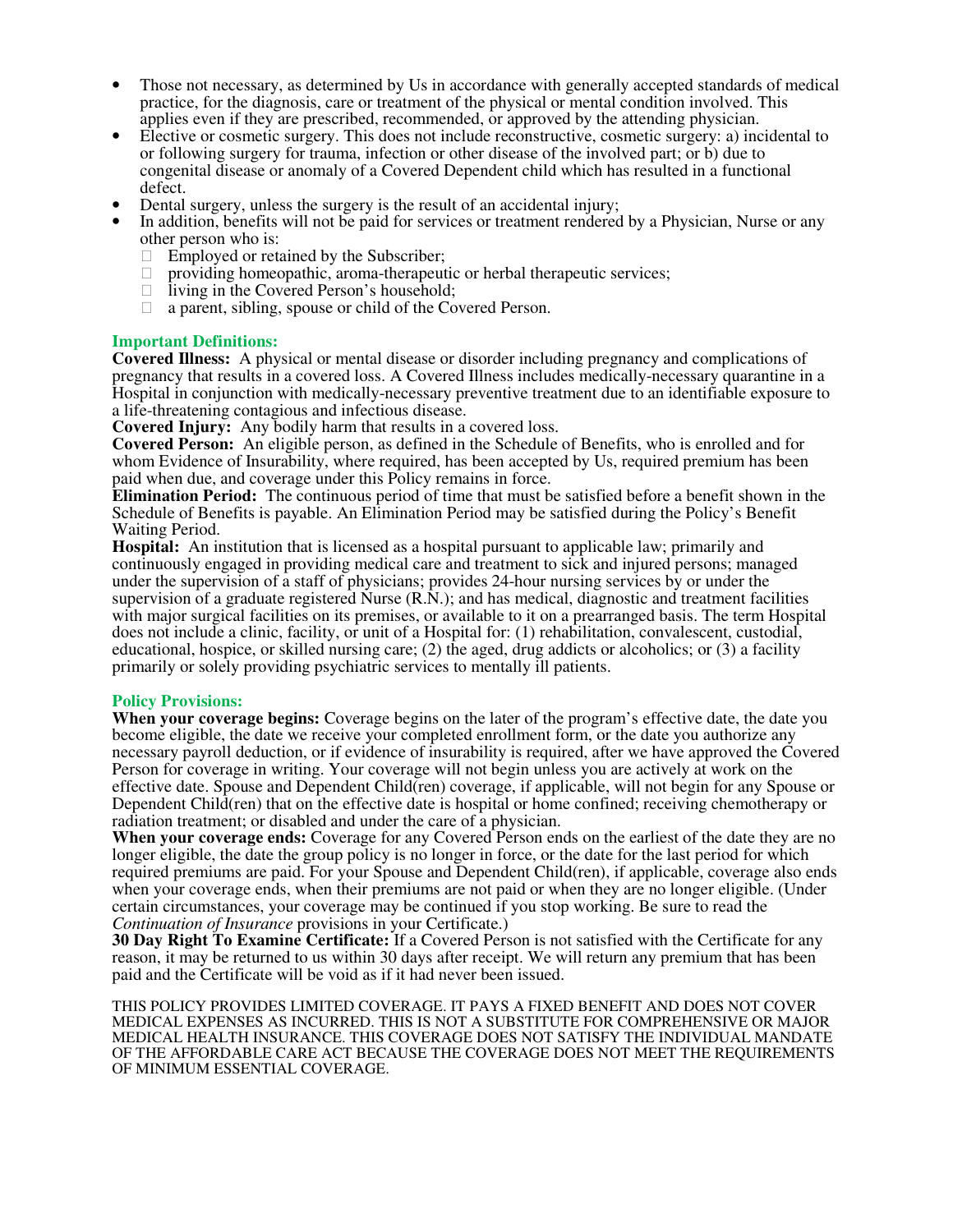- Those not necessary, as determined by Us in accordance with generally accepted standards of medical practice, for the diagnosis, care or treatment of the physical or mental condition involved. This applies even if they are prescribed, recommended, or approved by the attending physician.
- Elective or cosmetic surgery. This does not include reconstructive, cosmetic surgery: a) incidental to or following surgery for trauma, infection or other disease of the involved part; or b) due to congenital disease or anomaly of a Covered Dependent child which has resulted in a functional defect.
- Dental surgery, unless the surgery is the result of an accidental injury;
- In addition, benefits will not be paid for services or treatment rendered by a Physician, Nurse or any other person who is:
  - Employed or retained by the Subscriber;
  - providing homeopathic, aroma-therapeutic or herbal therapeutic services;
  - living in the Covered Person's household;
  - a parent, sibling, spouse or child of the Covered Person.

## Important Definitions:

**Covered Illness:** A physical or mental disease or disorder including pregnancy and complications of pregnancy that results in a covered loss. A Covered Illness includes medically-necessary quarantine in a Hospital in conjunction with medically-necessary preventive treatment due to an identifiable exposure to a life-threatening contagious and infectious disease.

**Covered Injury:** Any bodily harm that results in a covered loss.

**Covered Person:** An eligible person, as defined in the Schedule of Benefits, who is enrolled and for whom Evidence of Insurability, where required, has been accepted by Us, required premium has been paid when due, and coverage under this Policy remains in force.

**Elimination Period:** The continuous period of time that must be satisfied before a benefit shown in the Schedule of Benefits is payable. An Elimination Period may be satisfied during the Policy's Benefit Waiting Period.

**Hospital:** An institution that is licensed as a hospital pursuant to applicable law; primarily and continuously engaged in providing medical care and treatment to sick and injured persons; managed under the supervision of a staff of physicians; provides 24-hour nursing services by or under the supervision of a graduate registered Nurse (R.N.); and has medical, diagnostic and treatment facilities with major surgical facilities on its premises, or available to it on a prearranged basis. The term Hospital does not include a clinic, facility, or unit of a Hospital for: (1) rehabilitation, convalescent, custodial, educational, hospice, or skilled nursing care; (2) the aged, drug addicts or alcoholics; or (3) a facility primarily or solely providing psychiatric services to mentally ill patients.

## Policy Provisions:

**When your coverage begins:** Coverage begins on the later of the program's effective date, the date you become eligible, the date we receive your completed enrollment form, or the date you authorize any necessary payroll deduction, or if evidence of insurability is required, after we have approved the Covered Person for coverage in writing. Your coverage will not begin unless you are actively at work on the effective date. Spouse and Dependent Child(ren) coverage, if applicable, will not begin for any Spouse or Dependent Child(ren) that on the effective date is hospital or home confined; receiving chemotherapy or radiation treatment; or disabled and under the care of a physician.

**When your coverage ends:** Coverage for any Covered Person ends on the earliest of the date they are no longer eligible, the date the group policy is no longer in force, or the date for the last period for which required premiums are paid. For your Spouse and Dependent Child(ren), if applicable, coverage also ends when your coverage ends, when their premiums are not paid or when they are no longer eligible. (Under certain circumstances, your coverage may be continued if you stop working. Be sure to read the *Continuation of Insurance* provisions in your Certificate.)

**30 Day Right To Examine Certificate:** If a Covered Person is not satisfied with the Certificate for any reason, it may be returned to us within 30 days after receipt. We will return any premium that has been paid and the Certificate will be void as if it had never been issued.

THIS POLICY PROVIDES LIMITED COVERAGE. IT PAYS A FIXED BENEFIT AND DOES NOT COVER MEDICAL EXPENSES AS INCURRED. THIS IS NOT A SUBSTITUTE FOR COMPREHENSIVE OR MAJOR MEDICAL HEALTH INSURANCE. THIS COVERAGE DOES NOT SATISFY THE INDIVIDUAL MANDATE OF THE AFFORDABLE CARE ACT BECAUSE THE COVERAGE DOES NOT MEET THE REQUIREMENTS OF MINIMUM ESSENTIAL COVERAGE.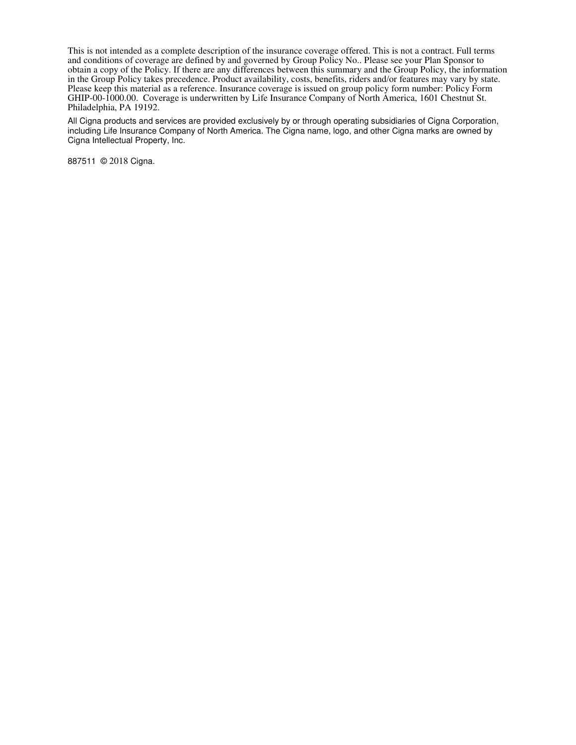This is not intended as a complete description of the insurance coverage offered. This is not a contract. Full terms and conditions of coverage are defined by and governed by Group Policy No.. Please see your Plan Sponsor to obtain a copy of the Policy. If there are any differences between this summary and the Group Policy, the information in the Group Policy takes precedence. Product availability, costs, benefits, riders and/or features may vary by state. Please keep this material as a reference. Insurance coverage is issued on group policy form number: Policy Form GHIP-00-1000.00. Coverage is underwritten by Life Insurance Company of North America, 1601 Chestnut St. Philadelphia, PA 19192.

All Cigna products and services are provided exclusively by or through operating subsidiaries of Cigna Corporation, including Life Insurance Company of North America. The Cigna name, logo, and other Cigna marks are owned by Cigna Intellectual Property, Inc.

887511 © 2018 Cigna.